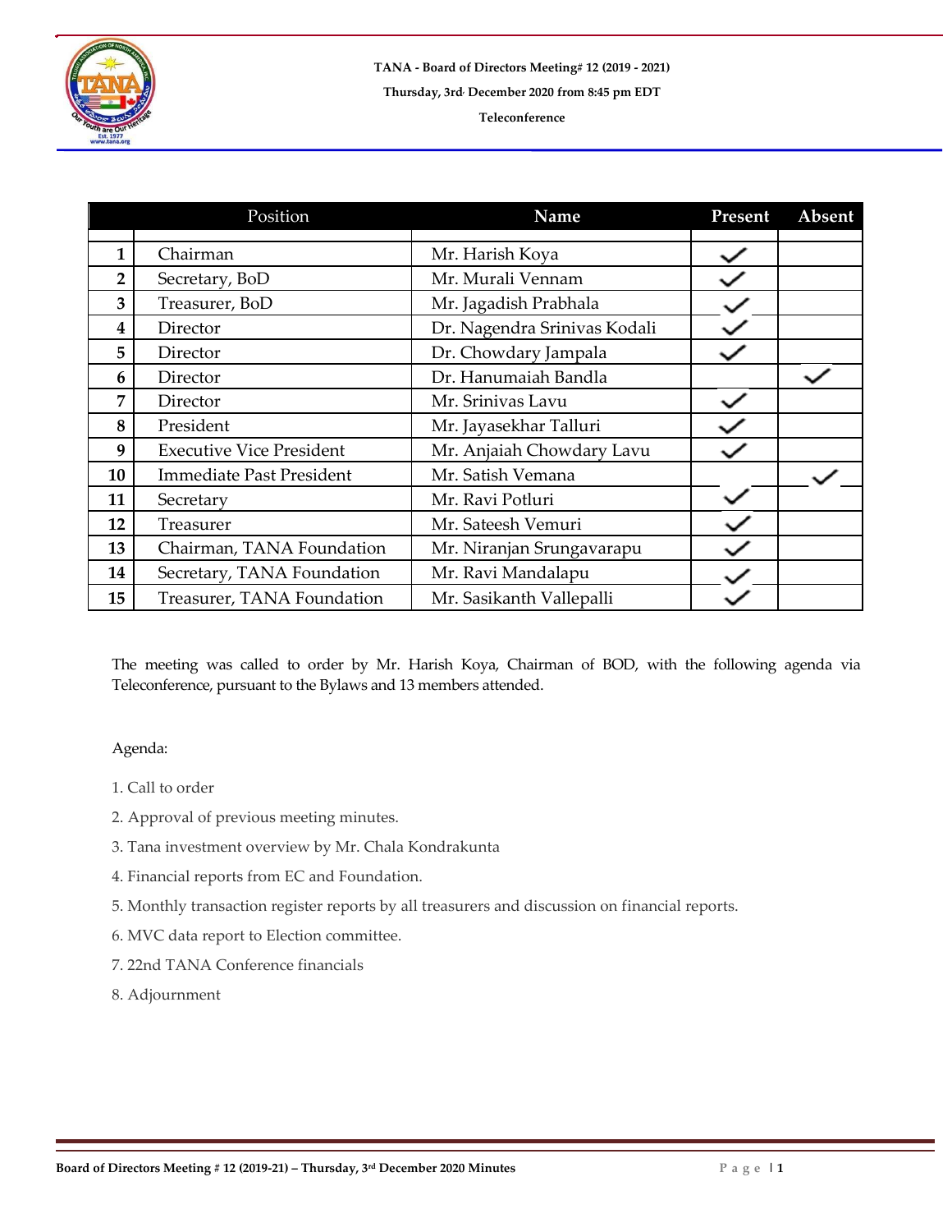**TANA - Board of Directors Meeting# 12 (2019 - 2021)**

**Thursday, 3rd December 2020 from 8:45 pm EDT**

**Teleconference**

| | Position | Name | Present | Absent |
|---|---|---|---|---|
| 1 | Chairman | Mr. Harish Koya | ✓ | |
| 2 | Secretary, BoD | Mr. Murali Vennam | ✓ | |
| 3 | Treasurer, BoD | Mr. Jagadish Prabhala | ✓ | |
| 4 | Director | Dr. Nagendra Srinivas Kodali | ✓ | |
| 5 | Director | Dr. Chowdary Jampala | ✓ | |
| 6 | Director | Dr. Hanumaiah Bandla | | ✓ |
| 7 | Director | Mr. Srinivas Lavu | ✓ | |
| 8 | President | Mr. Jayasekhar Talluri | ✓ | |
| 9 | Executive Vice President | Mr. Anjaiah Chowdary Lavu | ✓ | |
| 10 | Immediate Past President | Mr. Satish Vemana | | ✓ |
| 11 | Secretary | Mr. Ravi Potluri | ✓ | |
| 12 | Treasurer | Mr. Sateesh Vemuri | ✓ | |
| 13 | Chairman, TANA Foundation | Mr. Niranjan Srungavarapu | ✓ | |
| 14 | Secretary, TANA Foundation | Mr. Ravi Mandalapu | ✓ | |
| 15 | Treasurer, TANA Foundation | Mr. Sasikanth Vallepalli | ✓ | |

The meeting was called to order by Mr. Harish Koya, Chairman of BOD, with the following agenda via Teleconference, pursuant to the Bylaws and 13 members attended.

Agenda:

1. Call to order
2. Approval of previous meeting minutes.
3. Tana investment overview by Mr. Chala Kondrakunta
4. Financial reports from EC and Foundation.
5. Monthly transaction register reports by all treasurers and discussion on financial reports.
6. MVC data report to Election committee.
7. 22nd TANA Conference financials
8. Adjournment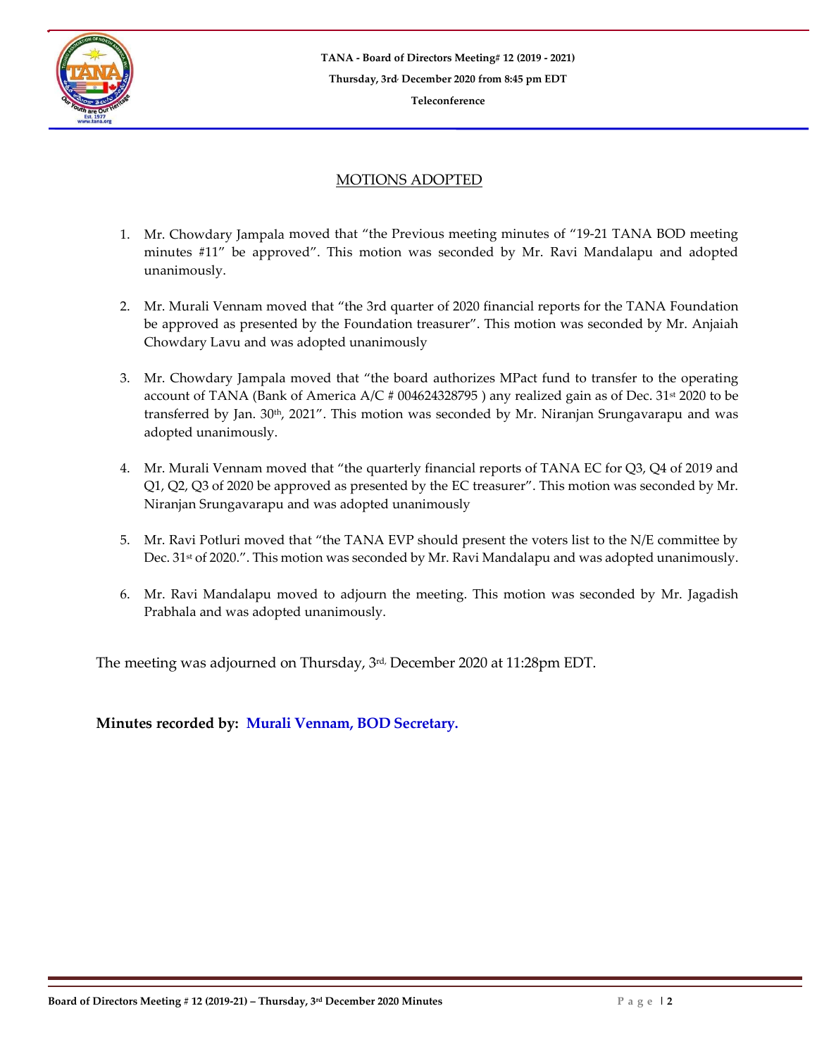## MOTIONS ADOPTED

1. Mr. Chowdary Jampala moved that "the Previous meeting minutes of "19-21 TANA BOD meeting minutes #11" be approved". This motion was seconded by Mr. Ravi Mandalapu and adopted unanimously.

2. Mr. Murali Vennam moved that "the 3rd quarter of 2020 financial reports for the TANA Foundation be approved as presented by the Foundation treasurer". This motion was seconded by Mr. Anjaiah Chowdary Lavu and was adopted unanimously

3. Mr. Chowdary Jampala moved that "the board authorizes MPact fund to transfer to the operating account of TANA (Bank of America A/C # 004624328795 ) any realized gain as of Dec. 31st 2020 to be transferred by Jan. 30th, 2021". This motion was seconded by Mr. Niranjan Srungavarapu and was adopted unanimously.

4. Mr. Murali Vennam moved that "the quarterly financial reports of TANA EC for Q3, Q4 of 2019 and Q1, Q2, Q3 of 2020 be approved as presented by the EC treasurer". This motion was seconded by Mr. Niranjan Srungavarapu and was adopted unanimously

5. Mr. Ravi Potluri moved that "the TANA EVP should present the voters list to the N/E committee by Dec. 31st of 2020.". This motion was seconded by Mr. Ravi Mandalapu and was adopted unanimously.

6. Mr. Ravi Mandalapu moved to adjourn the meeting. This motion was seconded by Mr. Jagadish Prabhala and was adopted unanimously.

The meeting was adjourned on Thursday, 3rd, December 2020 at 11:28pm EDT.

**Minutes recorded by: Murali Vennam, BOD Secretary.**